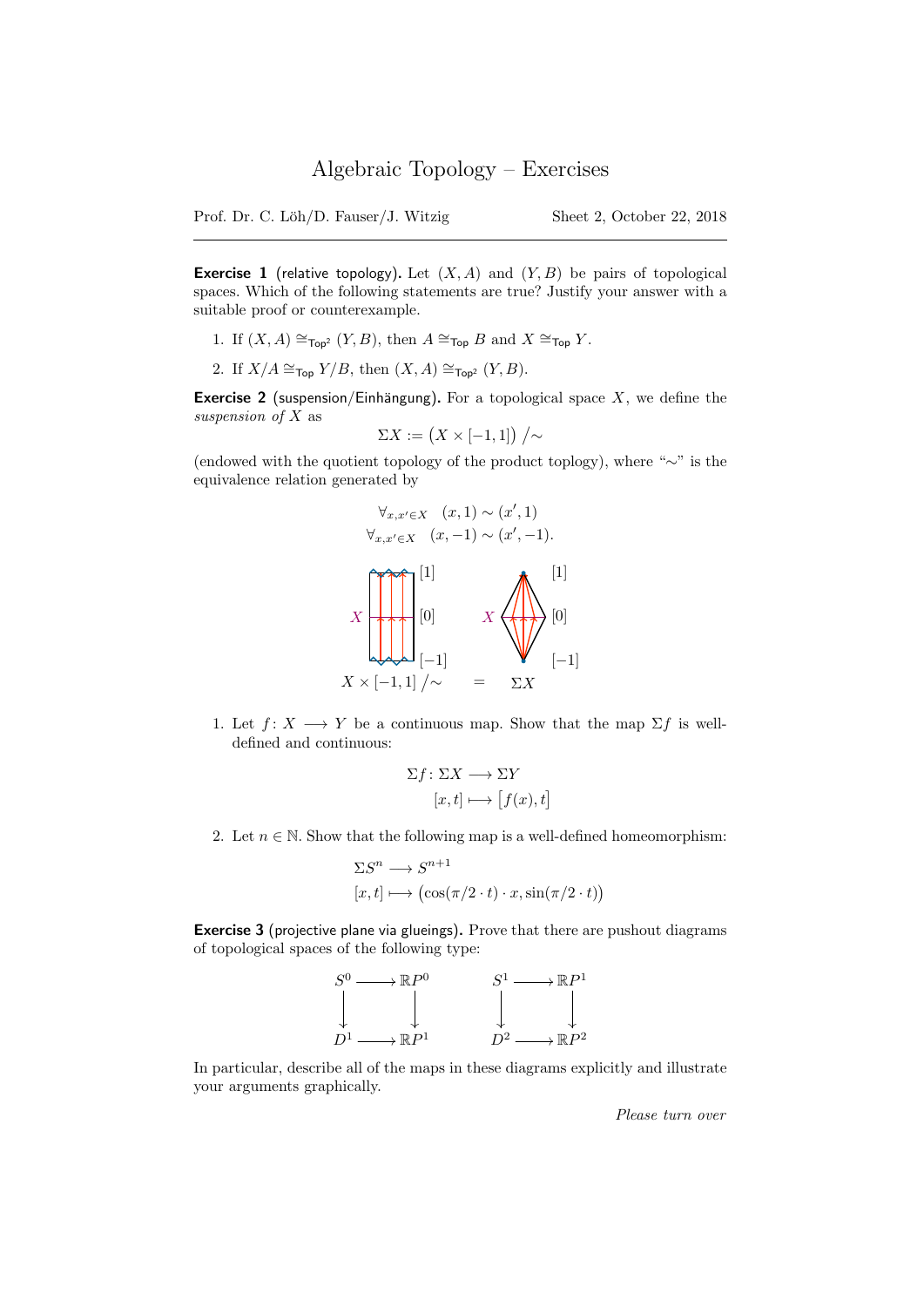# Algebraic Topology – Exercises

Prof. Dr. C. Löh/D. Fauser/J. Witzig — Sheet 2, October 22, 2018

---

**Exercise 1** (relative topology)**.** Let $(X, A)$ and $(Y, B)$ be pairs of topological spaces. Which of the following statements are true? Justify your answer with a suitable proof or counterexample.

1. If $(X, A) \cong_{\mathsf{Top}^2} (Y, B)$, then $A \cong_{\mathsf{Top}} B$ and $X \cong_{\mathsf{Top}} Y$.
2. If $X/A \cong_{\mathsf{Top}} Y/B$, then $(X, A) \cong_{\mathsf{Top}^2} (Y, B)$.

**Exercise 2** (suspension/Einhängung)**.** For a topological space $X$, we define the *suspension of* $X$ as

$$\Sigma X := \big(X \times [-1, 1]\big) \,/\!\sim$$

(endowed with the quotient topology of the product toplogy), where "$\sim$" is the equivalence relation generated by

$$\forall_{x,x' \in X} \quad (x, 1) \sim (x', 1)$$
$$\forall_{x,x' \in X} \quad (x, -1) \sim (x', -1).$$

$$X \times [-1,1] \,/\!\sim \quad = \quad \Sigma X$$

1. Let $f\colon X \longrightarrow Y$ be a continuous map. Show that the map $\Sigma f$ is well-defined and continuous:
$$\Sigma f \colon \Sigma X \longrightarrow \Sigma Y$$
$$[x, t] \longmapsto \big[f(x), t\big]$$

2. Let $n \in \mathbb{N}$. Show that the following map is a well-defined homeomorphism:
$$\Sigma S^n \longrightarrow S^{n+1}$$
$$[x, t] \longmapsto \big(\cos(\pi/2 \cdot t) \cdot x, \sin(\pi/2 \cdot t)\big)$$

**Exercise 3** (projective plane via glueings)**.** Prove that there are pushout diagrams of topological spaces of the following type:

$$\begin{array}{ccc} S^0 & \longrightarrow & \mathbb{R}P^0 \\ \downarrow & & \downarrow \\ D^1 & \longrightarrow & \mathbb{R}P^1 \end{array} \qquad\qquad \begin{array}{ccc} S^1 & \longrightarrow & \mathbb{R}P^1 \\ \downarrow & & \downarrow \\ D^2 & \longrightarrow & \mathbb{R}P^2 \end{array}$$

In particular, describe all of the maps in these diagrams explicitly and illustrate your arguments graphically.

*Please turn over*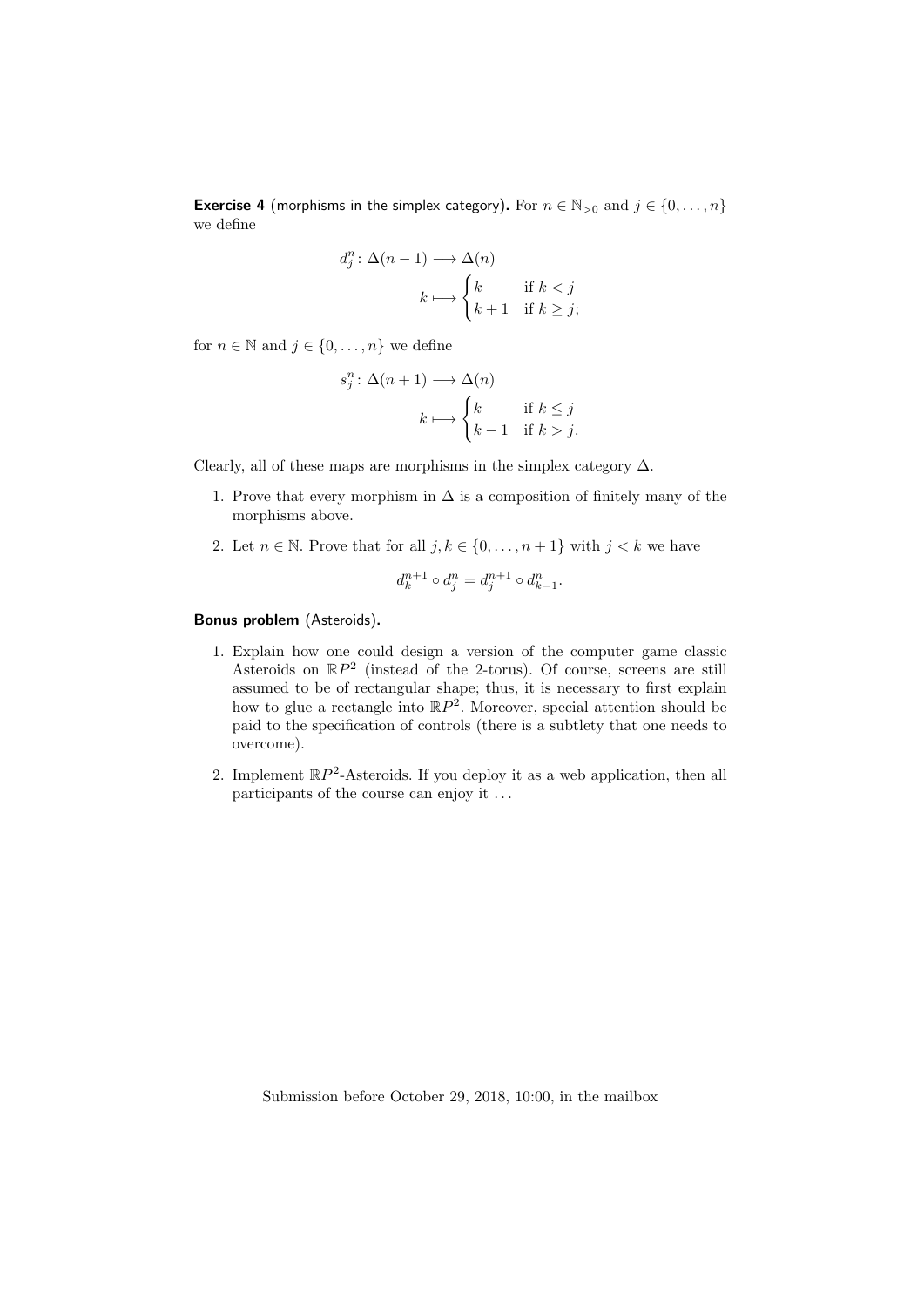**Exercise 4** (morphisms in the simplex category)**.** For $n \in \mathbb{N}_{>0}$ and $j \in \{0, \dots, n\}$ we define

$$d_j^n \colon \Delta(n-1) \longrightarrow \Delta(n)$$
$$k \longmapsto \begin{cases} k & \text{if } k < j \\ k+1 & \text{if } k \geq j; \end{cases}$$

for $n \in \mathbb{N}$ and $j \in \{0, \dots, n\}$ we define

$$s_j^n \colon \Delta(n+1) \longrightarrow \Delta(n)$$
$$k \longmapsto \begin{cases} k & \text{if } k \leq j \\ k-1 & \text{if } k > j. \end{cases}$$

Clearly, all of these maps are morphisms in the simplex category $\Delta$.

1. Prove that every morphism in $\Delta$ is a composition of finitely many of the morphisms above.
2. Let $n \in \mathbb{N}$. Prove that for all $j, k \in \{0, \dots, n+1\}$ with $j < k$ we have

$$d_k^{n+1} \circ d_j^n = d_j^{n+1} \circ d_{k-1}^n.$$

**Bonus problem** (Asteroids)**.**

1. Explain how one could design a version of the computer game classic Asteroids on $\mathbb{R}P^2$ (instead of the 2-torus). Of course, screens are still assumed to be of rectangular shape; thus, it is necessary to first explain how to glue a rectangle into $\mathbb{R}P^2$. Moreover, special attention should be paid to the specification of controls (there is a subtlety that one needs to overcome).
2. Implement $\mathbb{R}P^2$-Asteroids. If you deploy it as a web application, then all participants of the course can enjoy it ...

Submission before October 29, 2018, 10:00, in the mailbox